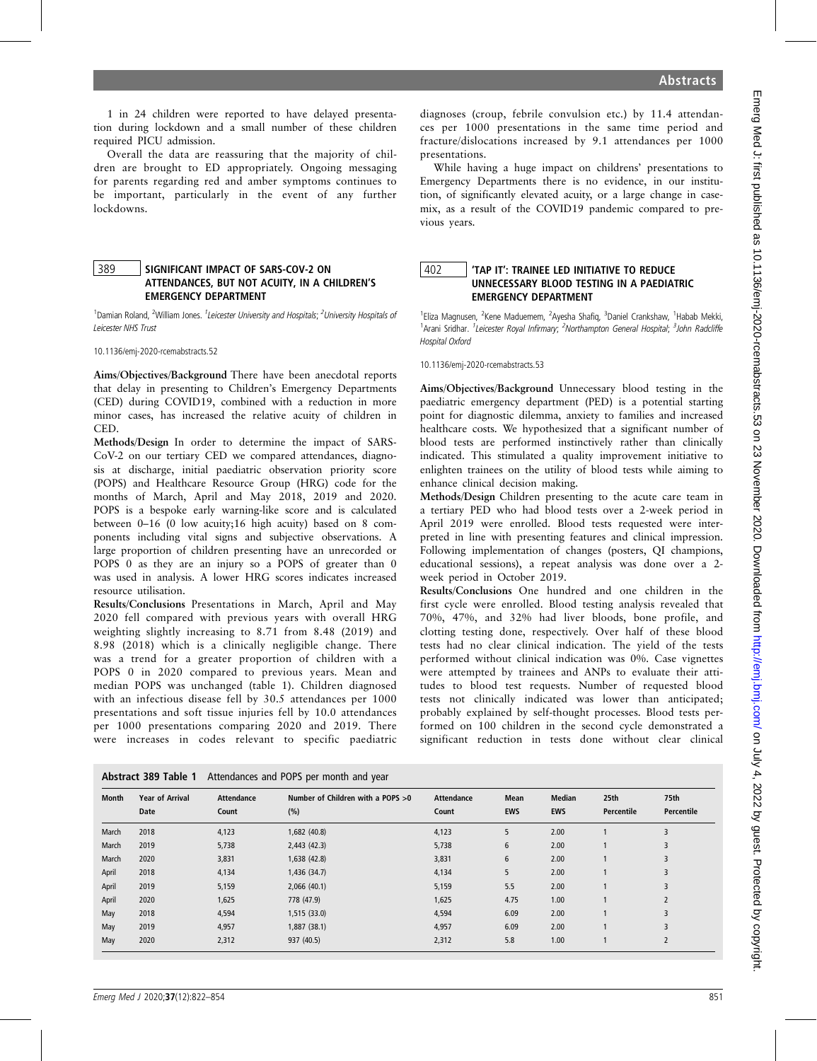1 in 24 children were reported to have delayed presentation during lockdown and a small number of these children required PICU admission.

Overall the data are reassuring that the majority of children are brought to ED appropriately. Ongoing messaging for parents regarding red and amber symptoms continues to be important, particularly in the event of any further lockdowns.

## 389 SIGNIFICANT IMPACT OF SARS-COV-2 ON ATTENDANCES, BUT NOT ACUITY, IN A CHILDREN'S EMERGENCY DEPARTMENT

[1]Damian Roland, [2]William Jones. [1]*Leicester University and Hospitals*; [2]*University Hospitals of Leicester NHS Trust*

10.1136/emj-2020-rcemabstracts.52

**Aims/Objectives/Background** There have been anecdotal reports that delay in presenting to Children's Emergency Departments (CED) during COVID19, combined with a reduction in more minor cases, has increased the relative acuity of children in CED.

**Methods/Design** In order to determine the impact of SARS-CoV-2 on our tertiary CED we compared attendances, diagnosis at discharge, initial paediatric observation priority score (POPS) and Healthcare Resource Group (HRG) code for the months of March, April and May 2018, 2019 and 2020. POPS is a bespoke early warning-like score and is calculated between 0–16 (0 low acuity;16 high acuity) based on 8 components including vital signs and subjective observations. A large proportion of children presenting have an unrecorded or POPS 0 as they are an injury so a POPS of greater than 0 was used in analysis. A lower HRG scores indicates increased resource utilisation.

**Results/Conclusions** Presentations in March, April and May 2020 fell compared with previous years with overall HRG weighting slightly increasing to 8.71 from 8.48 (2019) and 8.98 (2018) which is a clinically negligible change. There was a trend for a greater proportion of children with a POPS 0 in 2020 compared to previous years. Mean and median POPS was unchanged (table 1). Children diagnosed with an infectious disease fell by 30.5 attendances per 1000 presentations and soft tissue injuries fell by 10.0 attendances per 1000 presentations comparing 2020 and 2019. There were increases in codes relevant to specific paediatric diagnoses (croup, febrile convulsion etc.) by 11.4 attendances per 1000 presentations in the same time period and fracture/dislocations increased by 9.1 attendances per 1000 presentations.

While having a huge impact on childrens' presentations to Emergency Departments there is no evidence, in our institution, of significantly elevated acuity, or a large change in casemix, as a result of the COVID19 pandemic compared to previous years.

**Abstract 389 Table 1** Attendances and POPS per month and year

| Month | Year of Arrival Date | Attendance Count | Number of Children with a POPS >0 (%) | Attendance Count | Mean EWS | Median EWS | 25th Percentile | 75th Percentile |
|---|---|---|---|---|---|---|---|---|
| March | 2018 | 4,123 | 1,682 (40.8) | 4,123 | 5 | 2.00 | 1 | 3 |
| March | 2019 | 5,738 | 2,443 (42.3) | 5,738 | 6 | 2.00 | 1 | 3 |
| March | 2020 | 3,831 | 1,638 (42.8) | 3,831 | 6 | 2.00 | 1 | 3 |
| April | 2018 | 4,134 | 1,436 (34.7) | 4,134 | 5 | 2.00 | 1 | 3 |
| April | 2019 | 5,159 | 2,066 (40.1) | 5,159 | 5.5 | 2.00 | 1 | 3 |
| April | 2020 | 1,625 | 778 (47.9) | 1,625 | 4.75 | 1.00 | 1 | 2 |
| May | 2018 | 4,594 | 1,515 (33.0) | 4,594 | 6.09 | 2.00 | 1 | 3 |
| May | 2019 | 4,957 | 1,887 (38.1) | 4,957 | 6.09 | 2.00 | 1 | 3 |
| May | 2020 | 2,312 | 937 (40.5) | 2,312 | 5.8 | 1.00 | 1 | 2 |

## 402 'TAP IT': TRAINEE LED INITIATIVE TO REDUCE UNNECESSARY BLOOD TESTING IN A PAEDIATRIC EMERGENCY DEPARTMENT

[1]Eliza Magnusen, [2]Kene Maduemem, [2]Ayesha Shafiq, [3]Daniel Crankshaw, [1]Habab Mekki, [1]Arani Sridhar. [1]*Leicester Royal Infirmary*; [2]*Northampton General Hospital*; [3]*John Radcliffe Hospital Oxford*

10.1136/emj-2020-rcemabstracts.53

**Aims/Objectives/Background** Unnecessary blood testing in the paediatric emergency department (PED) is a potential starting point for diagnostic dilemma, anxiety to families and increased healthcare costs. We hypothesized that a significant number of blood tests are performed instinctively rather than clinically indicated. This stimulated a quality improvement initiative to enlighten trainees on the utility of blood tests while aiming to enhance clinical decision making.

**Methods/Design** Children presenting to the acute care team in a tertiary PED who had blood tests over a 2-week period in April 2019 were enrolled. Blood tests requested were interpreted in line with presenting features and clinical impression. Following implementation of changes (posters, QI champions, educational sessions), a repeat analysis was done over a 2-week period in October 2019.

**Results/Conclusions** One hundred and one children in the first cycle were enrolled. Blood testing analysis revealed that 70%, 47%, and 32% had liver bloods, bone profile, and clotting testing done, respectively. Over half of these blood tests had no clear clinical indication. The yield of the tests performed without clinical indication was 0%. Case vignettes were attempted by trainees and ANPs to evaluate their attitudes to blood test requests. Number of requested blood tests not clinically indicated was lower than anticipated; probably explained by self-thought processes. Blood tests performed on 100 children in the second cycle demonstrated a significant reduction in tests done without clear clinical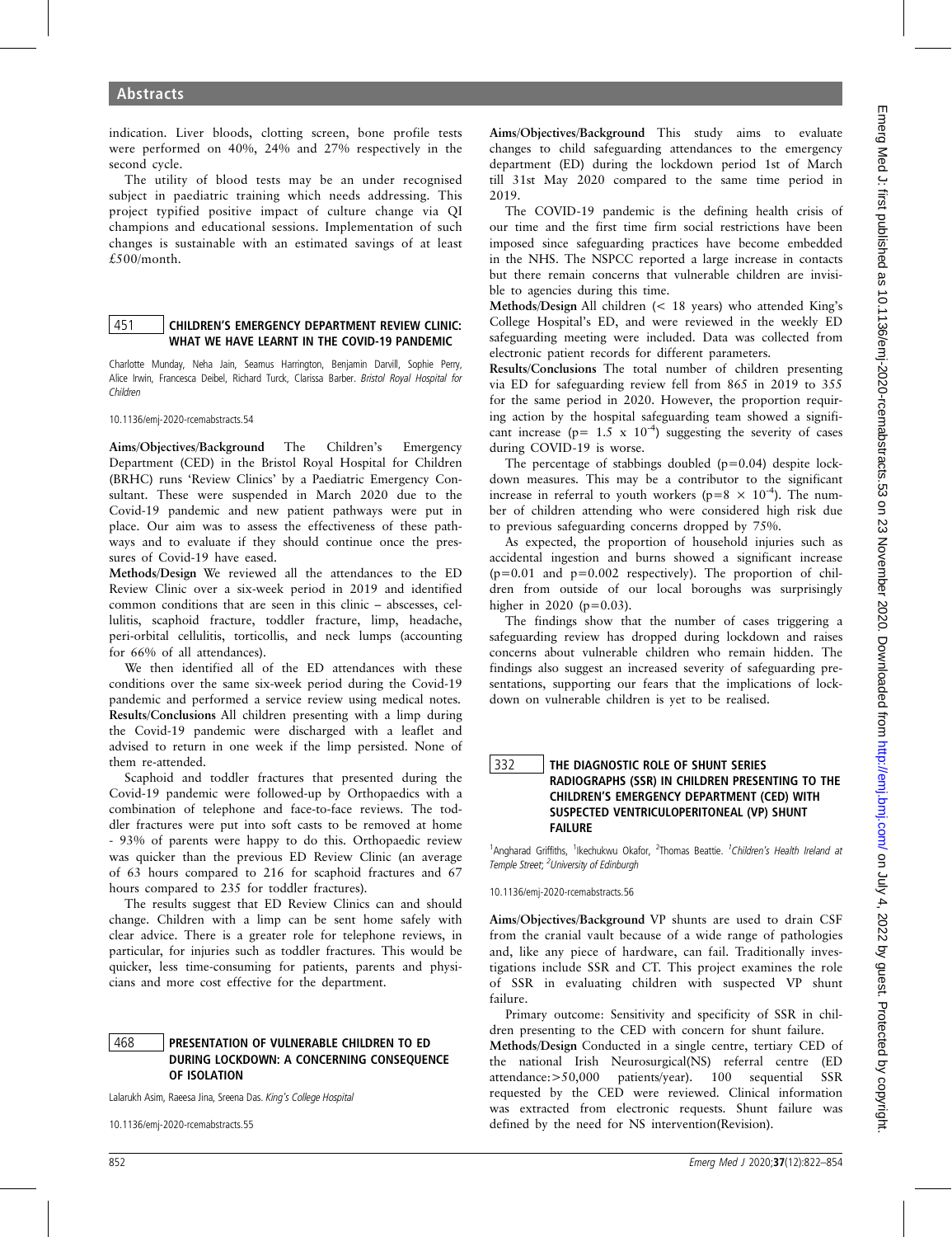indication. Liver bloods, clotting screen, bone profile tests were performed on 40%, 24% and 27% respectively in the second cycle.

The utility of blood tests may be an under recognised subject in paediatric training which needs addressing. This project typified positive impact of culture change via QI champions and educational sessions. Implementation of such changes is sustainable with an estimated savings of at least £500/month.

## 451 CHILDREN'S EMERGENCY DEPARTMENT REVIEW CLINIC: WHAT WE HAVE LEARNT IN THE COVID-19 PANDEMIC

Charlotte Munday, Neha Jain, Seamus Harrington, Benjamin Darvill, Sophie Perry, Alice Irwin, Francesca Deibel, Richard Turck, Clarissa Barber. *Bristol Royal Hospital for Children*

10.1136/emj-2020-rcemabstracts.54

**Aims/Objectives/Background** The Children's Emergency Department (CED) in the Bristol Royal Hospital for Children (BRHC) runs 'Review Clinics' by a Paediatric Emergency Consultant. These were suspended in March 2020 due to the Covid-19 pandemic and new patient pathways were put in place. Our aim was to assess the effectiveness of these pathways and to evaluate if they should continue once the pressures of Covid-19 have eased.

**Methods/Design** We reviewed all the attendances to the ED Review Clinic over a six-week period in 2019 and identified common conditions that are seen in this clinic – abscesses, cellulitis, scaphoid fracture, toddler fracture, limp, headache, peri-orbital cellulitis, torticollis, and neck lumps (accounting for 66% of all attendances).

We then identified all of the ED attendances with these conditions over the same six-week period during the Covid-19 pandemic and performed a service review using medical notes.

**Results/Conclusions** All children presenting with a limp during the Covid-19 pandemic were discharged with a leaflet and advised to return in one week if the limp persisted. None of them re-attended.

Scaphoid and toddler fractures that presented during the Covid-19 pandemic were followed-up by Orthopaedics with a combination of telephone and face-to-face reviews. The toddler fractures were put into soft casts to be removed at home - 93% of parents were happy to do this. Orthopaedic review was quicker than the previous ED Review Clinic (an average of 63 hours compared to 216 for scaphoid fractures and 67 hours compared to 235 for toddler fractures).

The results suggest that ED Review Clinics can and should change. Children with a limp can be sent home safely with clear advice. There is a greater role for telephone reviews, in particular, for injuries such as toddler fractures. This would be quicker, less time-consuming for patients, parents and physicians and more cost effective for the department.

## 468 PRESENTATION OF VULNERABLE CHILDREN TO ED DURING LOCKDOWN: A CONCERNING CONSEQUENCE OF ISOLATION

Lalarukh Asim, Raeesa Jina, Sreena Das. *King's College Hospital*

10.1136/emj-2020-rcemabstracts.55

**Aims/Objectives/Background** This study aims to evaluate changes to child safeguarding attendances to the emergency department (ED) during the lockdown period 1st of March till 31st May 2020 compared to the same time period in 2019.

The COVID-19 pandemic is the defining health crisis of our time and the first time firm social restrictions have been imposed since safeguarding practices have become embedded in the NHS. The NSPCC reported a large increase in contacts but there remain concerns that vulnerable children are invisible to agencies during this time.

**Methods/Design** All children (< 18 years) who attended King's College Hospital's ED, and were reviewed in the weekly ED safeguarding meeting were included. Data was collected from electronic patient records for different parameters.

**Results/Conclusions** The total number of children presenting via ED for safeguarding review fell from 865 in 2019 to 355 for the same period in 2020. However, the proportion requiring action by the hospital safeguarding team showed a significant increase ($p = 1.5 \times 10^{-4}$) suggesting the severity of cases during COVID-19 is worse.

The percentage of stabbings doubled ($p=0.04$) despite lockdown measures. This may be a contributor to the significant increase in referral to youth workers ($p=8 \times 10^{-4}$). The number of children attending who were considered high risk due to previous safeguarding concerns dropped by 75%.

As expected, the proportion of household injuries such as accidental ingestion and burns showed a significant increase ($p=0.01$ and $p=0.002$ respectively). The proportion of children from outside of our local boroughs was surprisingly higher in 2020 ($p=0.03$).

The findings show that the number of cases triggering a safeguarding review has dropped during lockdown and raises concerns about vulnerable children who remain hidden. The findings also suggest an increased severity of safeguarding presentations, supporting our fears that the implications of lockdown on vulnerable children is yet to be realised.

## 332 THE DIAGNOSTIC ROLE OF SHUNT SERIES RADIOGRAPHS (SSR) IN CHILDREN PRESENTING TO THE CHILDREN'S EMERGENCY DEPARTMENT (CED) WITH SUSPECTED VENTRICULOPERITONEAL (VP) SHUNT FAILURE

[1]Angharad Griffiths, [1]Ikechukwu Okafor, [2]Thomas Beattie. [1]*Children's Health Ireland at Temple Street;* [2]*University of Edinburgh*

10.1136/emj-2020-rcemabstracts.56

**Aims/Objectives/Background** VP shunts are used to drain CSF from the cranial vault because of a wide range of pathologies and, like any piece of hardware, can fail. Traditionally investigations include SSR and CT. This project examines the role of SSR in evaluating children with suspected VP shunt failure.

Primary outcome: Sensitivity and specificity of SSR in children presenting to the CED with concern for shunt failure.

**Methods/Design** Conducted in a single centre, tertiary CED of the national Irish Neurosurgical(NS) referral centre (ED attendance:>50,000 patients/year). 100 sequential SSR requested by the CED were reviewed. Clinical information was extracted from electronic requests. Shunt failure was defined by the need for NS intervention(Revision).